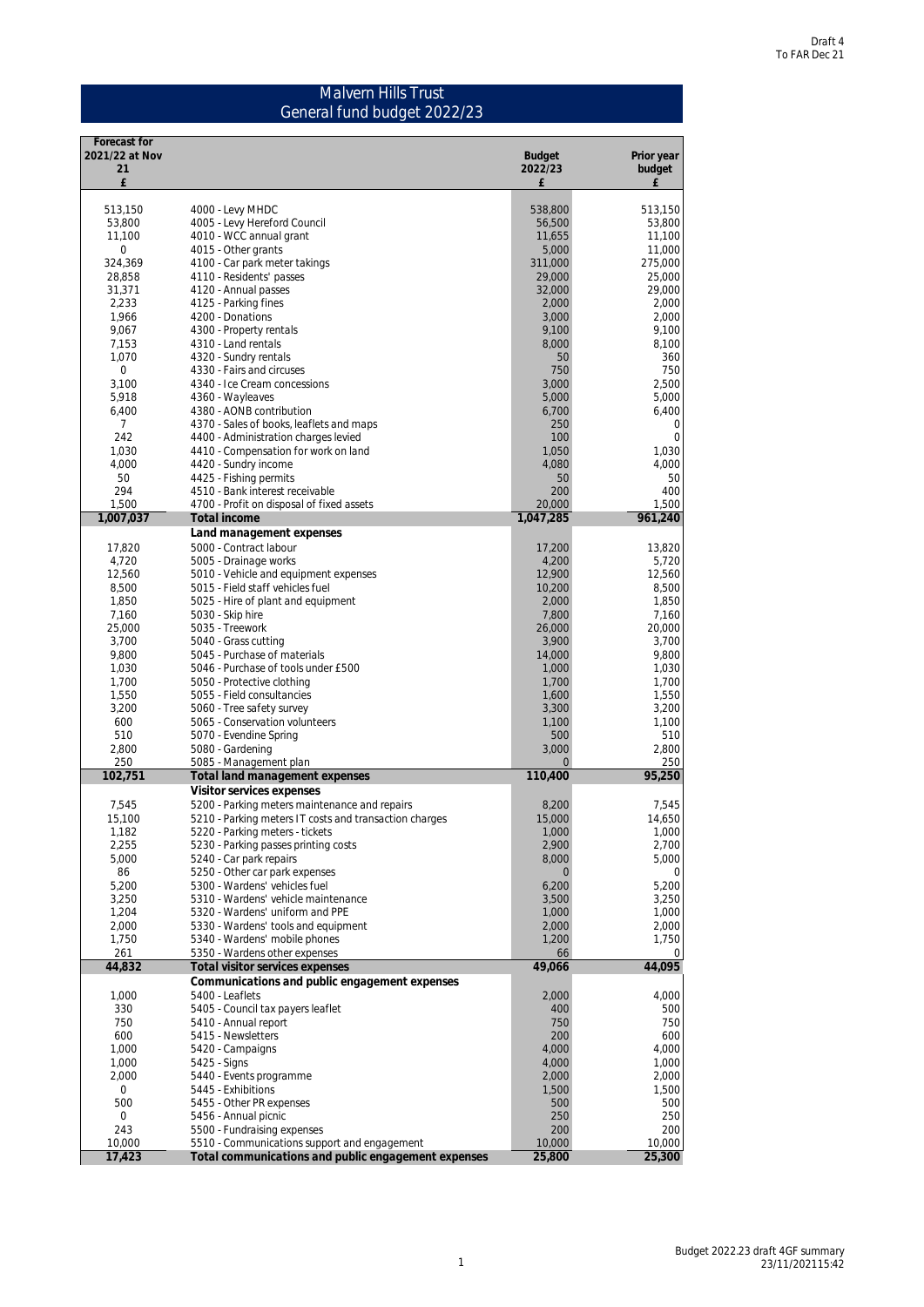Draft 4
To FAR Dec 21

# Malvern Hills Trust
## General fund budget 2022/23

| Forecast for 2021/22 at Nov 21 £ | | Budget 2022/23 £ | Prior year budget £ |
|---|---|---|---|
| 513,150 | 4000 - Levy MHDC | 538,800 | 513,150 |
| 53,800 | 4005 - Levy Hereford Council | 56,500 | 53,800 |
| 11,100 | 4010 - WCC annual grant | 11,655 | 11,100 |
| 0 | 4015 - Other grants | 5,000 | 11,000 |
| 324,369 | 4100 - Car park meter takings | 311,000 | 275,000 |
| 28,858 | 4110 - Residents' passes | 29,000 | 25,000 |
| 31,371 | 4120 - Annual passes | 32,000 | 29,000 |
| 2,233 | 4125 - Parking fines | 2,000 | 2,000 |
| 1,966 | 4200 - Donations | 3,000 | 2,000 |
| 9,067 | 4300 - Property rentals | 9,100 | 9,100 |
| 7,153 | 4310 - Land rentals | 8,000 | 8,100 |
| 1,070 | 4320 - Sundry rentals | 50 | 360 |
| 0 | 4330 - Fairs and circuses | 750 | 750 |
| 3,100 | 4340 - Ice Cream concessions | 3,000 | 2,500 |
| 5,918 | 4360 - Wayleaves | 5,000 | 5,000 |
| 6,400 | 4380 - AONB contribution | 6,700 | 6,400 |
| 7 | 4370 - Sales of books, leaflets and maps | 250 | 0 |
| 242 | 4400 - Administration charges levied | 100 | 0 |
| 1,030 | 4410 - Compensation for work on land | 1,050 | 1,030 |
| 4,000 | 4420 - Sundry income | 4,080 | 4,000 |
| 50 | 4425 - Fishing permits | 50 | 50 |
| 294 | 4510 - Bank interest receivable | 200 | 400 |
| 1,500 | 4700 - Profit on disposal of fixed assets | 20,000 | 1,500 |
| **1,007,037** | **Total income** | **1,047,285** | **961,240** |
| | **Land management expenses** | | |
| 17,820 | 5000 - Contract labour | 17,200 | 13,820 |
| 4,720 | 5005 - Drainage works | 4,200 | 5,720 |
| 12,560 | 5010 - Vehicle and equipment expenses | 12,900 | 12,560 |
| 8,500 | 5015 - Field staff vehicles fuel | 10,200 | 8,500 |
| 1,850 | 5025 - Hire of plant and equipment | 2,000 | 1,850 |
| 7,160 | 5030 - Skip hire | 7,800 | 7,160 |
| 25,000 | 5035 - Treework | 26,000 | 20,000 |
| 3,700 | 5040 - Grass cutting | 3,900 | 3,700 |
| 9,800 | 5045 - Purchase of materials | 14,000 | 9,800 |
| 1,030 | 5046 - Purchase of tools under £500 | 1,000 | 1,030 |
| 1,700 | 5050 - Protective clothing | 1,700 | 1,700 |
| 1,550 | 5055 - Field consultancies | 1,600 | 1,550 |
| 3,200 | 5060 - Tree safety survey | 3,300 | 3,200 |
| 600 | 5065 - Conservation volunteers | 1,100 | 1,100 |
| 510 | 5070 - Evendine Spring | 500 | 510 |
| 2,800 | 5080 - Gardening | 3,000 | 2,800 |
| 250 | 5085 - Management plan | 0 | 250 |
| **102,751** | **Total land management expenses** | **110,400** | **95,250** |
| | **Visitor services expenses** | | |
| 7,545 | 5200 - Parking meters maintenance and repairs | 8,200 | 7,545 |
| 15,100 | 5210 - Parking meters IT costs and transaction charges | 15,000 | 14,650 |
| 1,182 | 5220 - Parking meters - tickets | 1,000 | 1,000 |
| 2,255 | 5230 - Parking passes printing costs | 2,900 | 2,700 |
| 5,000 | 5240 - Car park repairs | 8,000 | 5,000 |
| 86 | 5250 - Other car park expenses | 0 | 0 |
| 5,200 | 5300 - Wardens' vehicles fuel | 6,200 | 5,200 |
| 3,250 | 5310 - Wardens' vehicle maintenance | 3,500 | 3,250 |
| 1,204 | 5320 - Wardens' uniform and PPE | 1,000 | 1,000 |
| 2,000 | 5330 - Wardens' tools and equipment | 2,000 | 2,000 |
| 1,750 | 5340 - Wardens' mobile phones | 1,200 | 1,750 |
| 261 | 5350 - Wardens other expenses | 66 | 0 |
| **44,832** | **Total visitor services expenses** | **49,066** | **44,095** |
| | **Communications and public engagement expenses** | | |
| 1,000 | 5400 - Leaflets | 2,000 | 4,000 |
| 330 | 5405 - Council tax payers leaflet | 400 | 500 |
| 750 | 5410 - Annual report | 750 | 750 |
| 600 | 5415 - Newsletters | 200 | 600 |
| 1,000 | 5420 - Campaigns | 4,000 | 4,000 |
| 1,000 | 5425 - Signs | 4,000 | 1,000 |
| 2,000 | 5440 - Events programme | 2,000 | 2,000 |
| 0 | 5445 - Exhibitions | 1,500 | 1,500 |
| 500 | 5455 - Other PR expenses | 500 | 500 |
| 0 | 5456 - Annual picnic | 250 | 250 |
| 243 | 5500 - Fundraising expenses | 200 | 200 |
| 10,000 | 5510 - Communications support and engagement | 10,000 | 10,000 |
| **17,423** | **Total communications and public engagement expenses** | **25,800** | **25,300** |

Budget 2022.23 draft 4GF summary
23/11/2021 15:42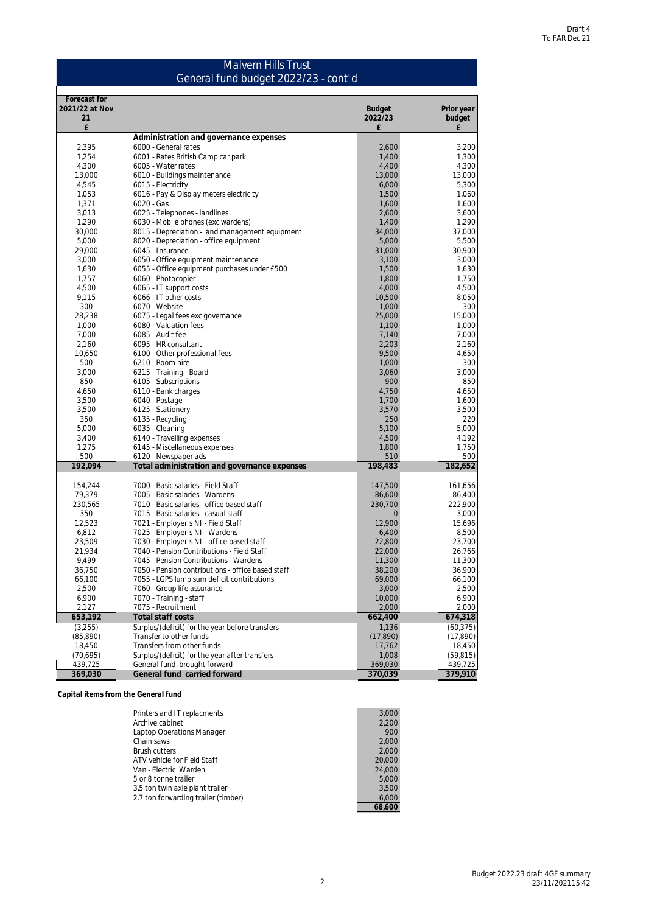Draft 4
To FAR Dec 21

# Malvern Hills Trust
## General fund budget 2022/23 - cont'd

| Forecast for 2021/22 at Nov 21 £ | | Budget 2022/23 £ | Prior year budget £ |
|---|---|---|---|
| | **Administration and governance expenses** | | |
| 2,395 | 6000 - General rates | 2,600 | 3,200 |
| 1,254 | 6001 - Rates British Camp car park | 1,400 | 1,300 |
| 4,300 | 6005 - Water rates | 4,400 | 4,300 |
| 13,000 | 6010 - Buildings maintenance | 13,000 | 13,000 |
| 4,545 | 6015 - Electricity | 6,000 | 5,300 |
| 1,053 | 6016 - Pay & Display meters electricity | 1,500 | 1,060 |
| 1,371 | 6020 - Gas | 1,600 | 1,600 |
| 3,013 | 6025 - Telephones - landlines | 2,600 | 3,600 |
| 1,290 | 6030 - Mobile phones (exc wardens) | 1,400 | 1,290 |
| 30,000 | 8015 - Depreciation - land management equipment | 34,000 | 37,000 |
| 5,000 | 8020 - Depreciation - office equipment | 5,000 | 5,500 |
| 29,000 | 6045 - Insurance | 31,000 | 30,900 |
| 3,000 | 6050 - Office equipment maintenance | 3,100 | 3,000 |
| 1,630 | 6055 - Office equipment purchases under £500 | 1,500 | 1,630 |
| 1,757 | 6060 - Photocopier | 1,800 | 1,750 |
| 4,500 | 6065 - IT support costs | 4,000 | 4,500 |
| 9,115 | 6066 - IT other costs | 10,500 | 8,050 |
| 300 | 6070 - Website | 1,000 | 300 |
| 28,238 | 6075 - Legal fees exc governance | 25,000 | 15,000 |
| 1,000 | 6080 - Valuation fees | 1,100 | 1,000 |
| 7,000 | 6085 - Audit fee | 7,140 | 7,000 |
| 2,160 | 6095 - HR consultant | 2,203 | 2,160 |
| 10,650 | 6100 - Other professional fees | 9,500 | 4,650 |
| 500 | 6210 - Room hire | 1,000 | 300 |
| 3,000 | 6215 - Training - Board | 3,060 | 3,000 |
| 850 | 6105 - Subscriptions | 900 | 850 |
| 4,650 | 6110 - Bank charges | 4,750 | 4,650 |
| 3,500 | 6040 - Postage | 1,700 | 1,600 |
| 3,500 | 6125 - Stationery | 3,570 | 3,500 |
| 350 | 6135 - Recycling | 250 | 220 |
| 5,000 | 6035 - Cleaning | 5,100 | 5,000 |
| 3,400 | 6140 - Travelling expenses | 4,500 | 4,192 |
| 1,275 | 6145 - Miscellaneous expenses | 1,800 | 1,750 |
| 500 | 6120 - Newspaper ads | 510 | 500 |
| **192,094** | **Total administration and governance expenses** | **198,483** | **182,652** |
| | | | |
| 154,244 | 7000 - Basic salaries - Field Staff | 147,500 | 161,656 |
| 79,379 | 7005 - Basic salaries - Wardens | 86,600 | 86,400 |
| 230,565 | 7010 - Basic salaries - office based staff | 230,700 | 222,900 |
| 350 | 7015 - Basic salaries - casual staff | 0 | 3,000 |
| 12,523 | 7021 - Employer's NI - Field Staff | 12,900 | 15,696 |
| 6,812 | 7025 - Employer's NI - Wardens | 6,400 | 8,500 |
| 23,509 | 7030 - Employer's NI - office based staff | 22,800 | 23,700 |
| 21,934 | 7040 - Pension Contributions - Field Staff | 22,000 | 26,766 |
| 9,499 | 7045 - Pension Contributions - Wardens | 11,300 | 11,300 |
| 36,750 | 7050 - Pension contributions - office based staff | 38,200 | 36,900 |
| 66,100 | 7055 - LGPS lump sum deficit contributions | 69,000 | 66,100 |
| 2,500 | 7060 - Group life assurance | 3,000 | 2,500 |
| 6,900 | 7070 - Training - staff | 10,000 | 6,900 |
| 2,127 | 7075 - Recruitment | 2,000 | 2,000 |
| **653,192** | **Total staff costs** | **662,400** | **674,318** |
| (3,255) | Surplus/(deficit) for the year before transfers | 1,136 | (60,375) |
| (85,890) | Transfer to other funds | (17,890) | (17,890) |
| 18,450 | Transfers from other funds | 17,762 | 18,450 |
| (70,695) | Surplus/(deficit) for the year after transfers | 1,008 | (59,815) |
| 439,725 | General fund brought forward | 369,030 | 439,725 |
| **369,030** | **General fund carried forward** | **370,039** | **379,910** |

**Capital items from the General fund**

| Item | £ |
|---|---|
| Printers and IT replacments | 3,000 |
| Archive cabinet | 2,200 |
| Laptop Operations Manager | 900 |
| Chain saws | 2,000 |
| Brush cutters | 2,000 |
| ATV vehicle for Field Staff | 20,000 |
| Van - Electric Warden | 24,000 |
| 5 or 8 tonne trailer | 5,000 |
| 3.5 ton twin axle plant trailer | 3,500 |
| 2.7 ton forwarding trailer (timber) | 6,000 |
| | **68,600** |

Budget 2022.23 draft 4GF summary
23/11/2021 15:42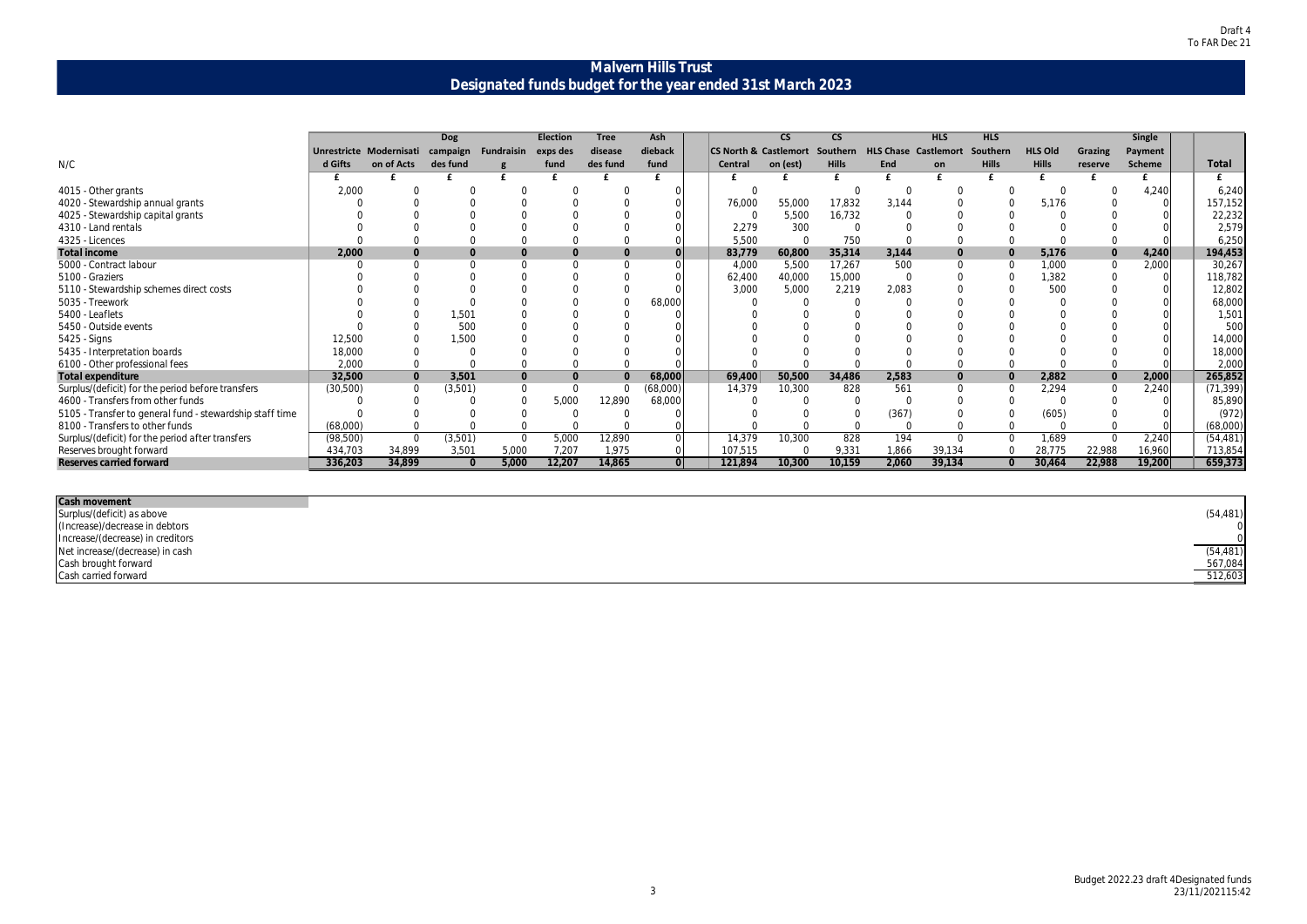Draft 4
To FAR Dec 21

# Malvern Hills Trust
## Designated funds budget for the year ended 31st March 2023

| N/C | Unrestricted Gifts | Modernisation of Acts | Dog campaign des fund | Fundraising | Election exps des fund | Tree disease des fund | Ash dieback fund | CS North & Central | CS Castlemorton (est) | CS Southern Hills | HLS Chase End | HLS Castlemorton | HLS Southern Hills | HLS Old Hills | Grazing reserve | Single Payment Scheme | Total |
|---|---|---|---|---|---|---|---|---|---|---|---|---|---|---|---|---|---|
| | £ | £ | £ | £ | £ | £ | £ | £ | £ | £ | £ | £ | £ | £ | £ | £ | £ |
| 4015 - Other grants | 2,000 | 0 | 0 | 0 | 0 | 0 | 0 | 0 | | 0 | 0 | 0 | 0 | 0 | 0 | 4,240 | 6,240 |
| 4020 - Stewardship annual grants | 0 | 0 | 0 | 0 | 0 | 0 | 0 | 76,000 | 55,000 | 17,832 | 3,144 | 0 | 0 | 5,176 | 0 | 0 | 157,152 |
| 4025 - Stewardship capital grants | 0 | 0 | 0 | 0 | 0 | 0 | 0 | 0 | 5,500 | 16,732 | 0 | 0 | 0 | 0 | 0 | 0 | 22,232 |
| 4310 - Land rentals | 0 | 0 | 0 | 0 | 0 | 0 | 0 | 2,279 | 300 | 0 | 0 | 0 | 0 | 0 | 0 | 0 | 2,579 |
| 4325 - Licences | 0 | 0 | 0 | 0 | 0 | 0 | 0 | 5,500 | 0 | 750 | 0 | 0 | 0 | 0 | 0 | 0 | 6,250 |
| **Total income** | **2,000** | **0** | **0** | **0** | **0** | **0** | **0** | **83,779** | **60,800** | **35,314** | **3,144** | **0** | **0** | **5,176** | **0** | **4,240** | **194,453** |
| 5000 - Contract labour | 0 | 0 | 0 | 0 | 0 | 0 | 0 | 4,000 | 5,500 | 17,267 | 500 | 0 | 0 | 1,000 | 0 | 2,000 | 30,267 |
| 5100 - Graziers | 0 | 0 | 0 | 0 | 0 | 0 | 0 | 62,400 | 40,000 | 15,000 | 0 | 0 | 0 | 1,382 | 0 | 0 | 118,782 |
| 5110 - Stewardship schemes direct costs | 0 | 0 | 0 | 0 | 0 | 0 | 0 | 3,000 | 5,000 | 2,219 | 2,083 | 0 | 0 | 500 | 0 | 0 | 12,802 |
| 5035 - Treework | 0 | 0 | 0 | 0 | 0 | 0 | 68,000 | 0 | 0 | 0 | 0 | 0 | 0 | 0 | 0 | 0 | 68,000 |
| 5400 - Leaflets | 0 | 0 | 1,501 | 0 | 0 | 0 | 0 | 0 | 0 | 0 | 0 | 0 | 0 | 0 | 0 | 0 | 1,501 |
| 5450 - Outside events | 0 | 0 | 500 | 0 | 0 | 0 | 0 | 0 | 0 | 0 | 0 | 0 | 0 | 0 | 0 | 0 | 500 |
| 5425 - Signs | 12,500 | 0 | 1,500 | 0 | 0 | 0 | 0 | 0 | 0 | 0 | 0 | 0 | 0 | 0 | 0 | 0 | 14,000 |
| 5435 - Interpretation boards | 18,000 | 0 | 0 | 0 | 0 | 0 | 0 | 0 | 0 | 0 | 0 | 0 | 0 | 0 | 0 | 0 | 18,000 |
| 6100 - Other professional fees | 2,000 | 0 | 0 | 0 | 0 | 0 | 0 | 0 | 0 | 0 | 0 | 0 | 0 | 0 | 0 | 0 | 2,000 |
| **Total expenditure** | **32,500** | **0** | **3,501** | **0** | **0** | **0** | **68,000** | **69,400** | **50,500** | **34,486** | **2,583** | **0** | **0** | **2,882** | **0** | **2,000** | **265,852** |
| Surplus/(deficit) for the period before transfers | (30,500) | 0 | (3,501) | 0 | 0 | 0 | (68,000) | 14,379 | 10,300 | 828 | 561 | 0 | 0 | 2,294 | 0 | 2,240 | (71,399) |
| 4600 - Transfers from other funds | 0 | 0 | 0 | 0 | 5,000 | 12,890 | 68,000 | 0 | 0 | 0 | 0 | 0 | 0 | 0 | 0 | 0 | 85,890 |
| 5105 - Transfer to general fund - stewardship staff time | 0 | 0 | 0 | 0 | 0 | 0 | 0 | 0 | 0 | 0 | (367) | 0 | 0 | (605) | 0 | 0 | (972) |
| 8100 - Transfers to other funds | (68,000) | 0 | 0 | 0 | 0 | 0 | 0 | 0 | 0 | 0 | 0 | 0 | 0 | 0 | 0 | 0 | (68,000) |
| Surplus/(deficit) for the period after transfers | (98,500) | 0 | (3,501) | 0 | 5,000 | 12,890 | 0 | 14,379 | 10,300 | 828 | 194 | 0 | 0 | 1,689 | 0 | 2,240 | (54,481) |
| Reserves brought forward | 434,703 | 34,899 | 3,501 | 5,000 | 7,207 | 1,975 | 0 | 107,515 | 0 | 9,331 | 1,866 | 39,134 | 0 | 28,775 | 22,988 | 16,960 | 713,854 |
| **Reserves carried forward** | **336,203** | **34,899** | **0** | **5,000** | **12,207** | **14,865** | **0** | **121,894** | **10,300** | **10,159** | **2,060** | **39,134** | **0** | **30,464** | **22,988** | **19,200** | **659,373** |

| Cash movement | |
|---|---|
| Surplus/(deficit) as above | (54,481) |
| (Increase)/decrease in debtors | 0 |
| Increase/(decrease) in creditors | 0 |
| Net increase/(decrease) in cash | (54,481) |
| Cash brought forward | 567,084 |
| Cash carried forward | 512,603 |

Budget 2022.23 draft 4Designated funds
23/11/202115:42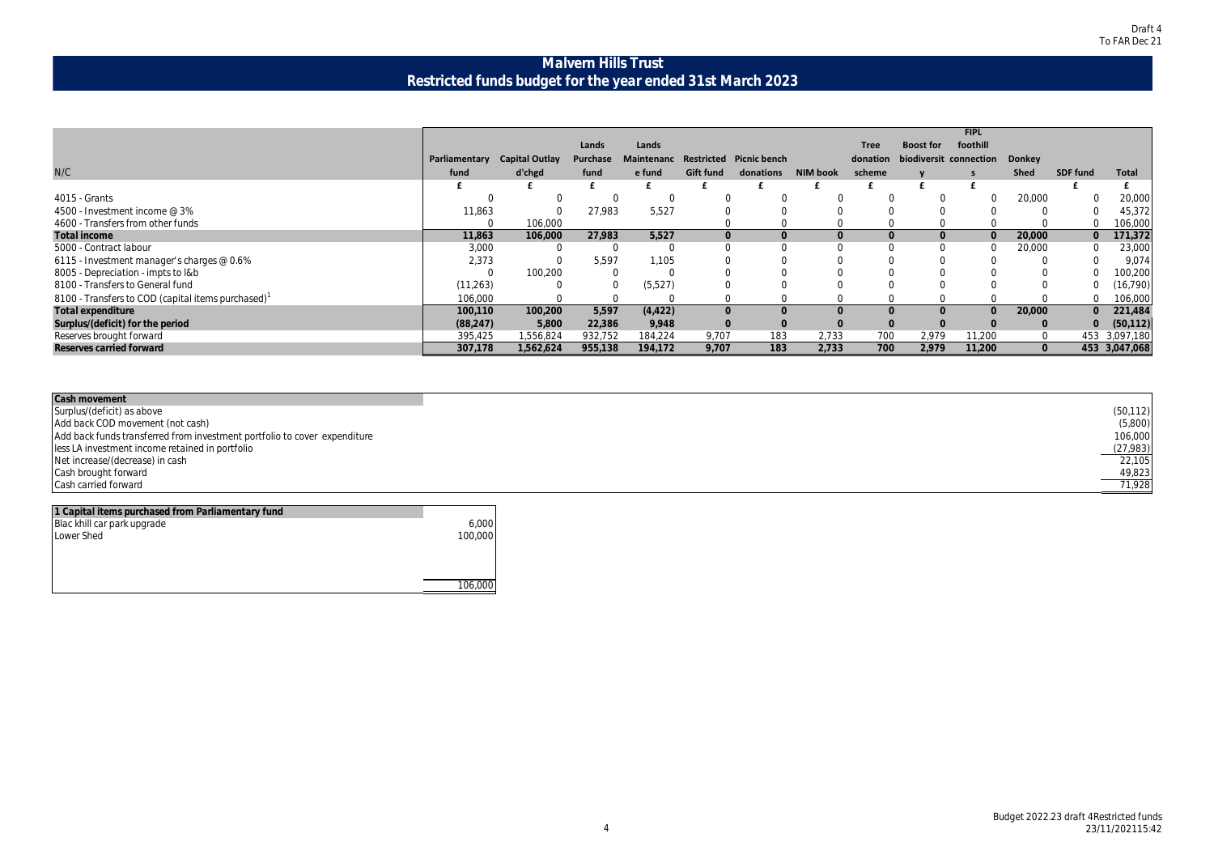Draft 4
To FAR Dec 21

# Malvern Hills Trust
## Restricted funds budget for the year ended 31st March 2023

| N/C | Parliamentary fund | Capital Outlay d'chgd | Lands Purchase fund | Lands Maintenance fund | Restricted Gift fund | Picnic bench donations | NIM book | Tree donation scheme | Boost for biodiversity | FIPL foothill connections | Donkey Shed | SDF fund | Total |
|---|---|---|---|---|---|---|---|---|---|---|---|---|---|
| | £ | £ | £ | £ | £ | £ | £ | £ | £ | £ | | £ | £ |
| 4015 - Grants | 0 | 0 | 0 | 0 | 0 | 0 | 0 | 0 | 0 | 0 | 20,000 | 0 | 20,000 |
| 4500 - Investment income @ 3% | 11,863 | 0 | 27,983 | 5,527 | 0 | 0 | 0 | 0 | 0 | 0 | 0 | 0 | 45,372 |
| 4600 - Transfers from other funds | 0 | 106,000 | | | 0 | 0 | 0 | 0 | 0 | 0 | 0 | 0 | 106,000 |
| **Total income** | **11,863** | **106,000** | **27,983** | **5,527** | **0** | **0** | **0** | **0** | **0** | **0** | **20,000** | **0** | **171,372** |
| 5000 - Contract labour | 3,000 | 0 | 0 | 0 | 0 | 0 | 0 | 0 | 0 | 0 | 20,000 | 0 | 23,000 |
| 6115 - Investment manager's charges @ 0.6% | 2,373 | 0 | 5,597 | 1,105 | 0 | 0 | 0 | 0 | 0 | 0 | 0 | 0 | 9,074 |
| 8005 - Depreciation - impts to l&b | 0 | 100,200 | 0 | 0 | 0 | 0 | 0 | 0 | 0 | 0 | 0 | 0 | 100,200 |
| 8100 - Transfers to General fund | (11,263) | 0 | 0 | (5,527) | 0 | 0 | 0 | 0 | 0 | 0 | 0 | 0 | (16,790) |
| 8100 - Transfers to COD (capital items purchased)[1] | 106,000 | 0 | 0 | 0 | 0 | 0 | 0 | 0 | 0 | 0 | 0 | 0 | 106,000 |
| **Total expenditure** | **100,110** | **100,200** | **5,597** | **(4,422)** | **0** | **0** | **0** | **0** | **0** | **0** | **20,000** | **0** | **221,484** |
| **Surplus/(deficit) for the period** | **(88,247)** | **5,800** | **22,386** | **9,948** | **0** | **0** | **0** | **0** | **0** | **0** | **0** | **0** | **(50,112)** |
| Reserves brought forward | 395,425 | 1,556,824 | 932,752 | 184,224 | 9,707 | 183 | 2,733 | 700 | 2,979 | 11,200 | 0 | 453 | 3,097,180 |
| **Reserves carried forward** | **307,178** | **1,562,624** | **955,138** | **194,172** | **9,707** | **183** | **2,733** | **700** | **2,979** | **11,200** | **0** | **453** | **3,047,068** |

| Cash movement | |
|---|---|
| Surplus/(deficit) as above | (50,112) |
| Add back COD movement (not cash) | (5,800) |
| Add back funds transferred from investment portfolio to cover expenditure | 106,000 |
| less LA investment income retained in portfolio | (27,983) |
| Net increase/(decrease) in cash | 22,105 |
| Cash brought forward | 49,823 |
| Cash carried forward | 71,928 |

| 1 Capital items purchased from Parliamentary fund | |
|---|---|
| Blac khill car park upgrade | 6,000 |
| Lower Shed | 100,000 |
| | 106,000 |

Budget 2022.23 draft 4Restricted funds
23/11/202115:42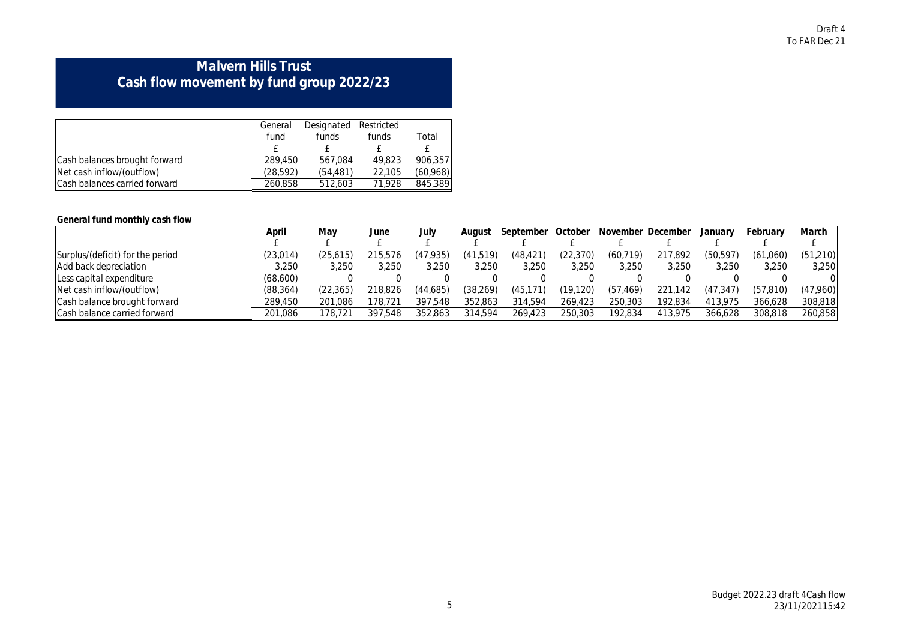Draft 4
To FAR Dec 21

# Malvern Hills Trust
## Cash flow movement by fund group 2022/23

| | General fund | Designated funds | Restricted funds | Total |
|---|---|---|---|---|
| | £ | £ | £ | £ |
| Cash balances brought forward | 289,450 | 567,084 | 49,823 | 906,357 |
| Net cash inflow/(outflow) | (28,592) | (54,481) | 22,105 | (60,968) |
| Cash balances carried forward | 260,858 | 512,603 | 71,928 | 845,389 |

**General fund monthly cash flow**

| | April | May | June | July | August | September | October | November | December | January | February | March |
|---|---|---|---|---|---|---|---|---|---|---|---|---|
| | £ | £ | £ | £ | £ | £ | £ | £ | £ | £ | £ | £ |
| Surplus/(deficit) for the period | (23,014) | (25,615) | 215,576 | (47,935) | (41,519) | (48,421) | (22,370) | (60,719) | 217,892 | (50,597) | (61,060) | (51,210) |
| Add back depreciation | 3,250 | 3,250 | 3,250 | 3,250 | 3,250 | 3,250 | 3,250 | 3,250 | 3,250 | 3,250 | 3,250 | 3,250 |
| Less capital expenditure | (68,600) | 0 | 0 | 0 | 0 | 0 | 0 | 0 | 0 | 0 | 0 | 0 |
| Net cash inflow/(outflow) | (88,364) | (22,365) | 218,826 | (44,685) | (38,269) | (45,171) | (19,120) | (57,469) | 221,142 | (47,347) | (57,810) | (47,960) |
| Cash balance brought forward | 289,450 | 201,086 | 178,721 | 397,548 | 352,863 | 314,594 | 269,423 | 250,303 | 192,834 | 413,975 | 366,628 | 308,818 |
| Cash balance carried forward | 201,086 | 178,721 | 397,548 | 352,863 | 314,594 | 269,423 | 250,303 | 192,834 | 413,975 | 366,628 | 308,818 | 260,858 |

Budget 2022.23 draft 4Cash flow
23/11/202115:42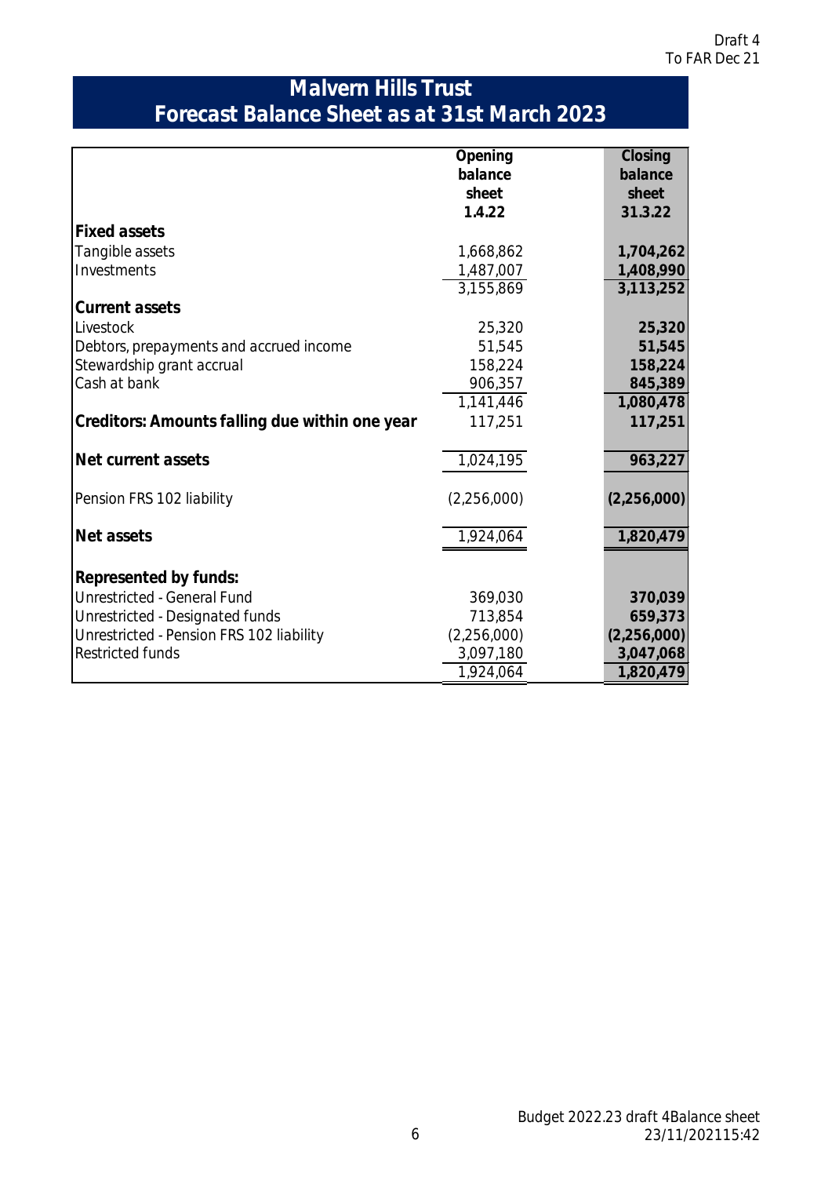Draft 4
To FAR Dec 21

# Malvern Hills Trust
## Forecast Balance Sheet as at 31st March 2023

| | Opening balance sheet 1.4.22 | Closing balance sheet 31.3.22 |
|---|---|---|
| **Fixed assets** | | |
| Tangible assets | 1,668,862 | **1,704,262** |
| Investments | 1,487,007 | **1,408,990** |
| | 3,155,869 | **3,113,252** |
| **Current assets** | | |
| Livestock | 25,320 | **25,320** |
| Debtors, prepayments and accrued income | 51,545 | **51,545** |
| Stewardship grant accrual | 158,224 | **158,224** |
| Cash at bank | 906,357 | **845,389** |
| | 1,141,446 | **1,080,478** |
| **Creditors: Amounts falling due within one year** | 117,251 | **117,251** |
| **Net current assets** | 1,024,195 | **963,227** |
| Pension FRS 102 liability | (2,256,000) | **(2,256,000)** |
| **Net assets** | 1,924,064 | **1,820,479** |
| **Represented by funds:** | | |
| Unrestricted - General Fund | 369,030 | **370,039** |
| Unrestricted - Designated funds | 713,854 | **659,373** |
| Unrestricted - Pension FRS 102 liability | (2,256,000) | **(2,256,000)** |
| Restricted funds | 3,097,180 | **3,047,068** |
| | 1,924,064 | **1,820,479** |

Budget 2022.23 draft 4Balance sheet
23/11/202115:42